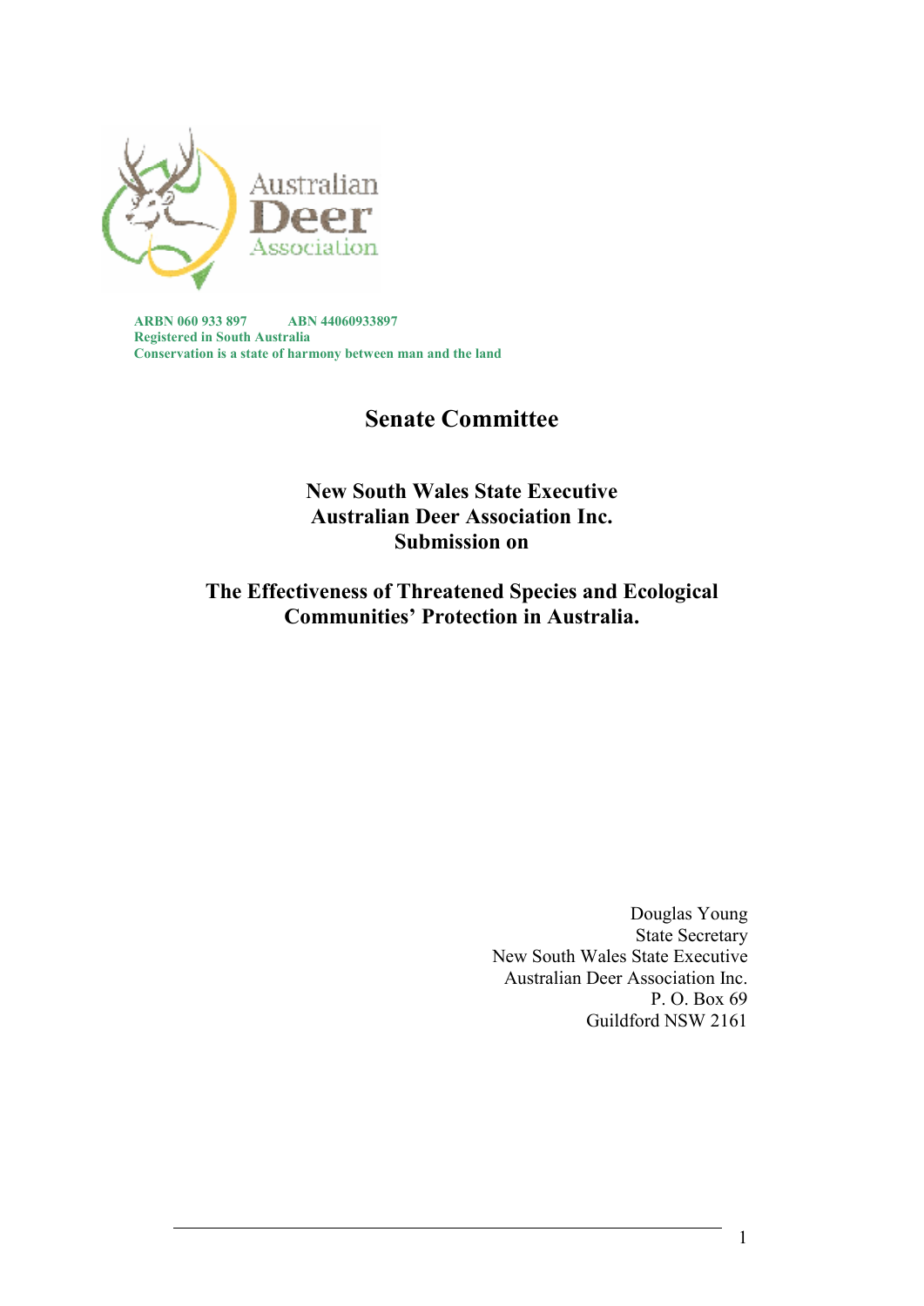Australian Deer Association

ARBN 060 933 897 ABN 44060933897
Registered in South Australia
Conservation is a state of harmony between man and the land

# Senate Committee

## New South Wales State Executive Australian Deer Association Inc. Submission on

## The Effectiveness of Threatened Species and Ecological Communities' Protection in Australia.

Douglas Young
State Secretary
New South Wales State Executive
Australian Deer Association Inc.
P. O. Box 69
Guildford NSW 2161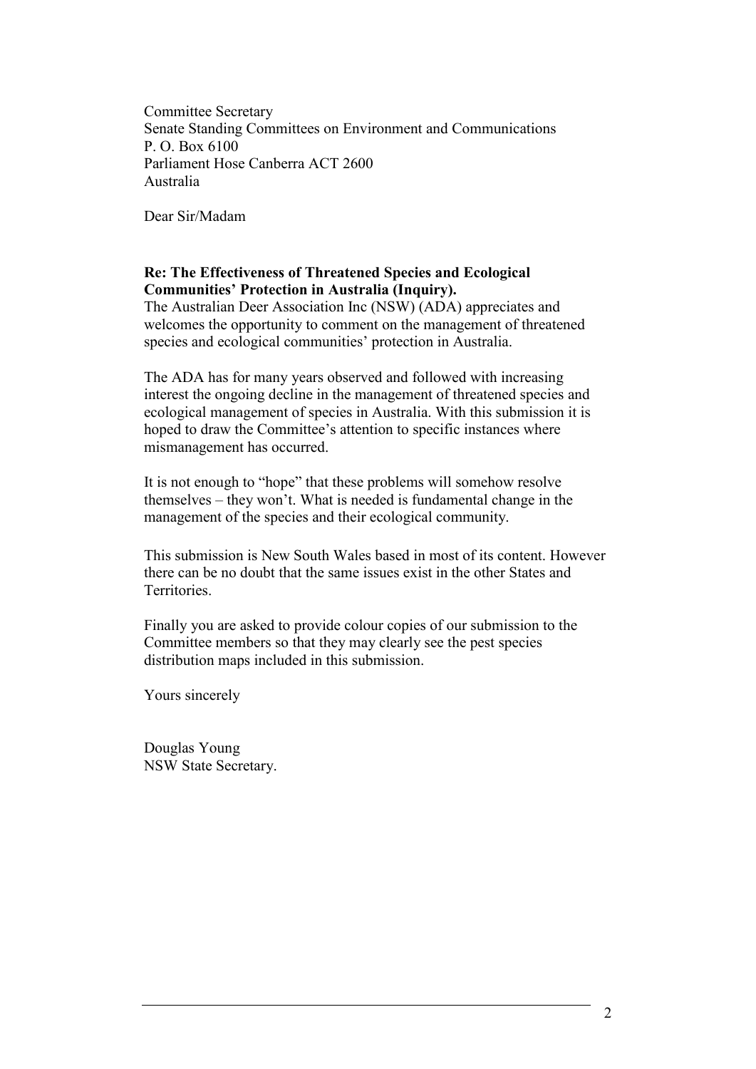Committee Secretary
Senate Standing Committees on Environment and Communications
P. O. Box 6100
Parliament Hose Canberra ACT 2600
Australia

Dear Sir/Madam

**Re: The Effectiveness of Threatened Species and Ecological Communities' Protection in Australia (Inquiry).**

The Australian Deer Association Inc (NSW) (ADA) appreciates and welcomes the opportunity to comment on the management of threatened species and ecological communities' protection in Australia.

The ADA has for many years observed and followed with increasing interest the ongoing decline in the management of threatened species and ecological management of species in Australia. With this submission it is hoped to draw the Committee's attention to specific instances where mismanagement has occurred.

It is not enough to "hope" that these problems will somehow resolve themselves – they won't. What is needed is fundamental change in the management of the species and their ecological community.

This submission is New South Wales based in most of its content. However there can be no doubt that the same issues exist in the other States and Territories.

Finally you are asked to provide colour copies of our submission to the Committee members so that they may clearly see the pest species distribution maps included in this submission.

Yours sincerely

Douglas Young
NSW State Secretary.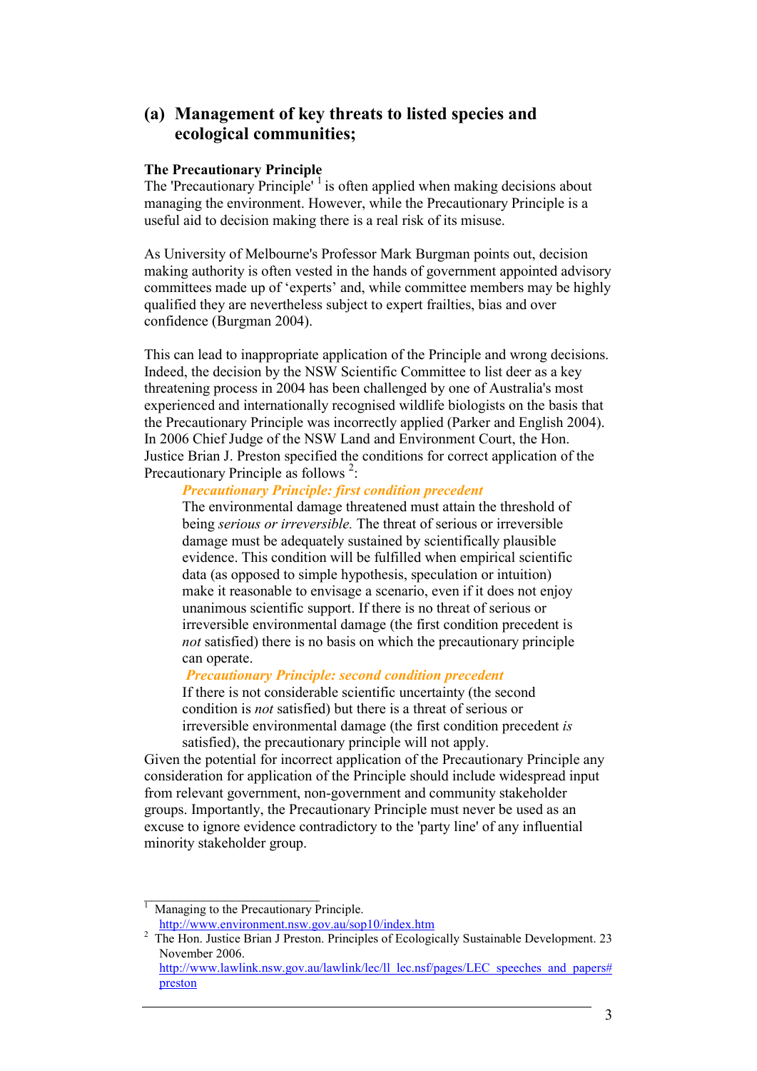## (a) Management of key threats to listed species and ecological communities;

**The Precautionary Principle**

The 'Precautionary Principle' [1] is often applied when making decisions about managing the environment. However, while the Precautionary Principle is a useful aid to decision making there is a real risk of its misuse.

As University of Melbourne's Professor Mark Burgman points out, decision making authority is often vested in the hands of government appointed advisory committees made up of 'experts' and, while committee members may be highly qualified they are nevertheless subject to expert frailties, bias and over confidence (Burgman 2004).

This can lead to inappropriate application of the Principle and wrong decisions. Indeed, the decision by the NSW Scientific Committee to list deer as a key threatening process in 2004 has been challenged by one of Australia's most experienced and internationally recognised wildlife biologists on the basis that the Precautionary Principle was incorrectly applied (Parker and English 2004). In 2006 Chief Judge of the NSW Land and Environment Court, the Hon. Justice Brian J. Preston specified the conditions for correct application of the Precautionary Principle as follows [2]:

> ***Precautionary Principle: first condition precedent***
>
> The environmental damage threatened must attain the threshold of being *serious or irreversible.* The threat of serious or irreversible damage must be adequately sustained by scientifically plausible evidence. This condition will be fulfilled when empirical scientific data (as opposed to simple hypothesis, speculation or intuition) make it reasonable to envisage a scenario, even if it does not enjoy unanimous scientific support. If there is no threat of serious or irreversible environmental damage (the first condition precedent is *not* satisfied) there is no basis on which the precautionary principle can operate.
>
> ***Precautionary Principle: second condition precedent***
>
> If there is not considerable scientific uncertainty (the second condition is *not* satisfied) but there is a threat of serious or irreversible environmental damage (the first condition precedent *is* satisfied), the precautionary principle will not apply.

Given the potential for incorrect application of the Precautionary Principle any consideration for application of the Principle should include widespread input from relevant government, non-government and community stakeholder groups. Importantly, the Precautionary Principle must never be used as an excuse to ignore evidence contradictory to the 'party line' of any influential minority stakeholder group.

---

[1] Managing to the Precautionary Principle. http://www.environment.nsw.gov.au/sop10/index.htm

[2] The Hon. Justice Brian J Preston. Principles of Ecologically Sustainable Development. 23 November 2006. http://www.lawlink.nsw.gov.au/lawlink/lec/ll_lec.nsf/pages/LEC_speeches_and_papers#preston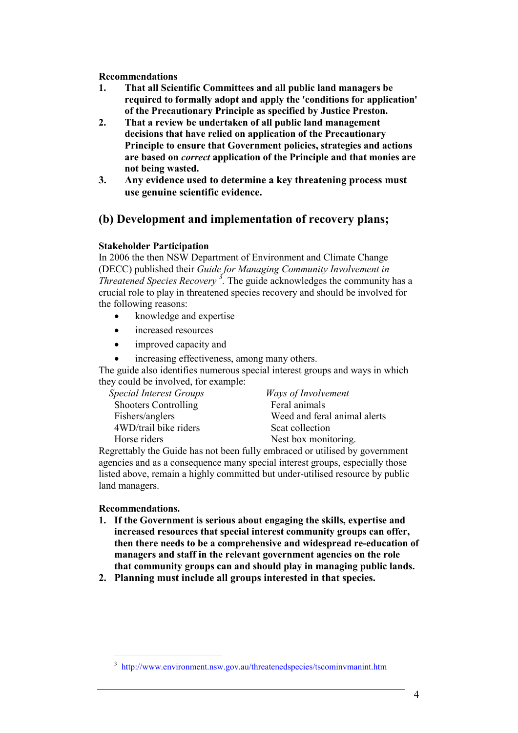**Recommendations**

1. **That all Scientific Committees and all public land managers be required to formally adopt and apply the 'conditions for application' of the Precautionary Principle as specified by Justice Preston.**
2. **That a review be undertaken of all public land management decisions that have relied on application of the Precautionary Principle to ensure that Government policies, strategies and actions are based on *correct* application of the Principle and that monies are not being wasted.**
3. **Any evidence used to determine a key threatening process must use genuine scientific evidence.**

## (b) Development and implementation of recovery plans;

**Stakeholder Participation**

In 2006 the then NSW Department of Environment and Climate Change (DECC) published their *Guide for Managing Community Involvement in Threatened Species Recovery* [3]. The guide acknowledges the community has a crucial role to play in threatened species recovery and should be involved for the following reasons:

- knowledge and expertise
- increased resources
- improved capacity and
- increasing effectiveness, among many others.

The guide also identifies numerous special interest groups and ways in which they could be involved, for example:

| *Special Interest Groups* | *Ways of Involvement* |
|---|---|
| Shooters Controlling | Feral animals |
| Fishers/anglers | Weed and feral animal alerts |
| 4WD/trail bike riders | Scat collection |
| Horse riders | Nest box monitoring. |

Regrettably the Guide has not been fully embraced or utilised by government agencies and as a consequence many special interest groups, especially those listed above, remain a highly committed but under-utilised resource by public land managers.

**Recommendations.**

1. **If the Government is serious about engaging the skills, expertise and increased resources that special interest community groups can offer, then there needs to be a comprehensive and widespread re-education of managers and staff in the relevant government agencies on the role that community groups can and should play in managing public lands.**
2. **Planning must include all groups interested in that species.**

---

[3] http://www.environment.nsw.gov.au/threatenedspecies/tscominvmanint.htm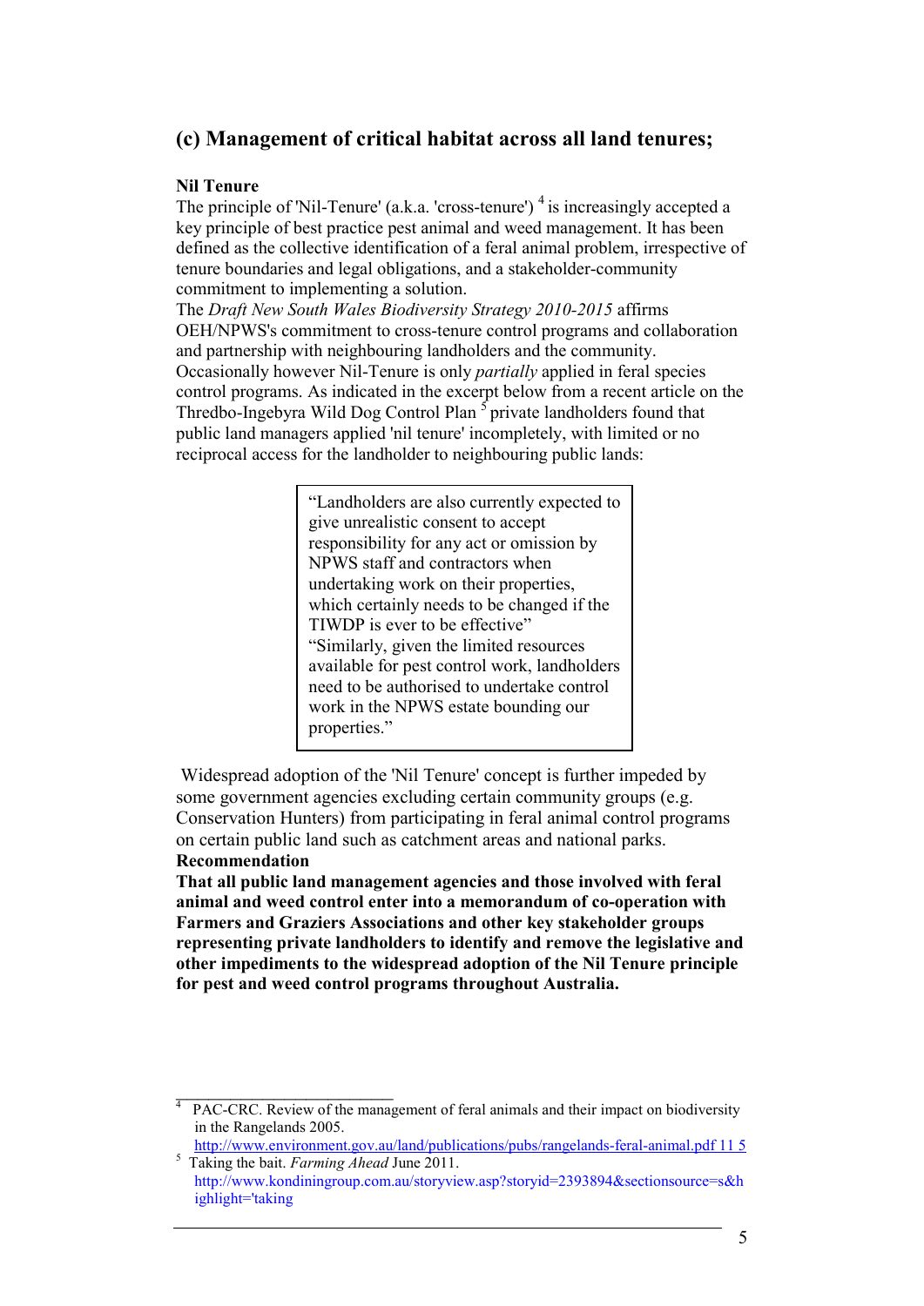## (c) Management of critical habitat across all land tenures;

**Nil Tenure**

The principle of 'Nil-Tenure' (a.k.a. 'cross-tenure') [4] is increasingly accepted a key principle of best practice pest animal and weed management. It has been defined as the collective identification of a feral animal problem, irrespective of tenure boundaries and legal obligations, and a stakeholder-community commitment to implementing a solution.

The *Draft New South Wales Biodiversity Strategy 2010-2015* affirms OEH/NPWS's commitment to cross-tenure control programs and collaboration and partnership with neighbouring landholders and the community. Occasionally however Nil-Tenure is only *partially* applied in feral species control programs. As indicated in the excerpt below from a recent article on the Thredbo-Ingebyra Wild Dog Control Plan [5] private landholders found that public land managers applied 'nil tenure' incompletely, with limited or no reciprocal access for the landholder to neighbouring public lands:

> "Landholders are also currently expected to give unrealistic consent to accept responsibility for any act or omission by NPWS staff and contractors when undertaking work on their properties, which certainly needs to be changed if the TIWDP is ever to be effective"
>
> "Similarly, given the limited resources available for pest control work, landholders need to be authorised to undertake control work in the NPWS estate bounding our properties."

Widespread adoption of the 'Nil Tenure' concept is further impeded by some government agencies excluding certain community groups (e.g. Conservation Hunters) from participating in feral animal control programs on certain public land such as catchment areas and national parks.

**Recommendation**

**That all public land management agencies and those involved with feral animal and weed control enter into a memorandum of co-operation with Farmers and Graziers Associations and other key stakeholder groups representing private landholders to identify and remove the legislative and other impediments to the widespread adoption of the Nil Tenure principle for pest and weed control programs throughout Australia.**

---

[4] PAC-CRC. Review of the management of feral animals and their impact on biodiversity in the Rangelands 2005. http://www.environment.gov.au/land/publications/pubs/rangelands-feral-animal.pdf 11 5

[5] Taking the bait. *Farming Ahead* June 2011. http://www.kondiningroup.com.au/storyview.asp?storyid=2393894&sectionsource=s&highlight='taking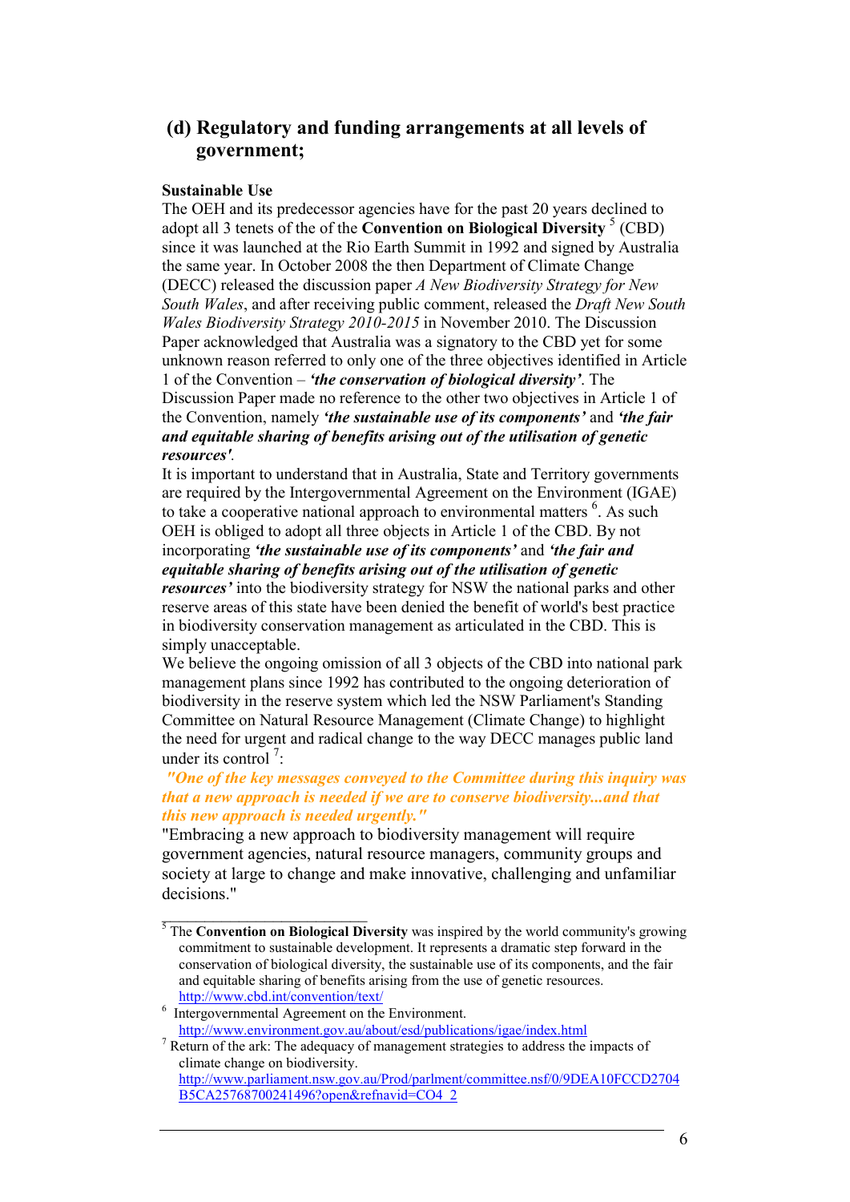## (d) Regulatory and funding arrangements at all levels of government;

**Sustainable Use**

The OEH and its predecessor agencies have for the past 20 years declined to adopt all 3 tenets of the of the **Convention on Biological Diversity** [5] (CBD) since it was launched at the Rio Earth Summit in 1992 and signed by Australia the same year. In October 2008 the then Department of Climate Change (DECC) released the discussion paper *A New Biodiversity Strategy for New South Wales*, and after receiving public comment, released the *Draft New South Wales Biodiversity Strategy 2010-2015* in November 2010. The Discussion Paper acknowledged that Australia was a signatory to the CBD yet for some unknown reason referred to only one of the three objectives identified in Article 1 of the Convention – ***'the conservation of biological diversity'***. The Discussion Paper made no reference to the other two objectives in Article 1 of the Convention, namely ***'the sustainable use of its components'*** and ***'the fair and equitable sharing of benefits arising out of the utilisation of genetic resources'***.

It is important to understand that in Australia, State and Territory governments are required by the Intergovernmental Agreement on the Environment (IGAE) to take a cooperative national approach to environmental matters [6]. As such OEH is obliged to adopt all three objects in Article 1 of the CBD. By not incorporating ***'the sustainable use of its components'*** and ***'the fair and equitable sharing of benefits arising out of the utilisation of genetic resources'*** into the biodiversity strategy for NSW the national parks and other reserve areas of this state have been denied the benefit of world's best practice in biodiversity conservation management as articulated in the CBD. This is simply unacceptable.

We believe the ongoing omission of all 3 objects of the CBD into national park management plans since 1992 has contributed to the ongoing deterioration of biodiversity in the reserve system which led the NSW Parliament's Standing Committee on Natural Resource Management (Climate Change) to highlight the need for urgent and radical change to the way DECC manages public land under its control [7]:

***"One of the key messages conveyed to the Committee during this inquiry was that a new approach is needed if we are to conserve biodiversity...and that this new approach is needed urgently."***

"Embracing a new approach to biodiversity management will require government agencies, natural resource managers, community groups and society at large to change and make innovative, challenging and unfamiliar decisions."

---

[5] The **Convention on Biological Diversity** was inspired by the world community's growing commitment to sustainable development. It represents a dramatic step forward in the conservation of biological diversity, the sustainable use of its components, and the fair and equitable sharing of benefits arising from the use of genetic resources. http://www.cbd.int/convention/text/

[6] Intergovernmental Agreement on the Environment. http://www.environment.gov.au/about/esd/publications/igae/index.html

[7] Return of the ark: The adequacy of management strategies to address the impacts of climate change on biodiversity. http://www.parliament.nsw.gov.au/Prod/parlment/committee.nsf/0/9DEA10FCCD2704B5CA25768700241496?open&refnavid=CO4_2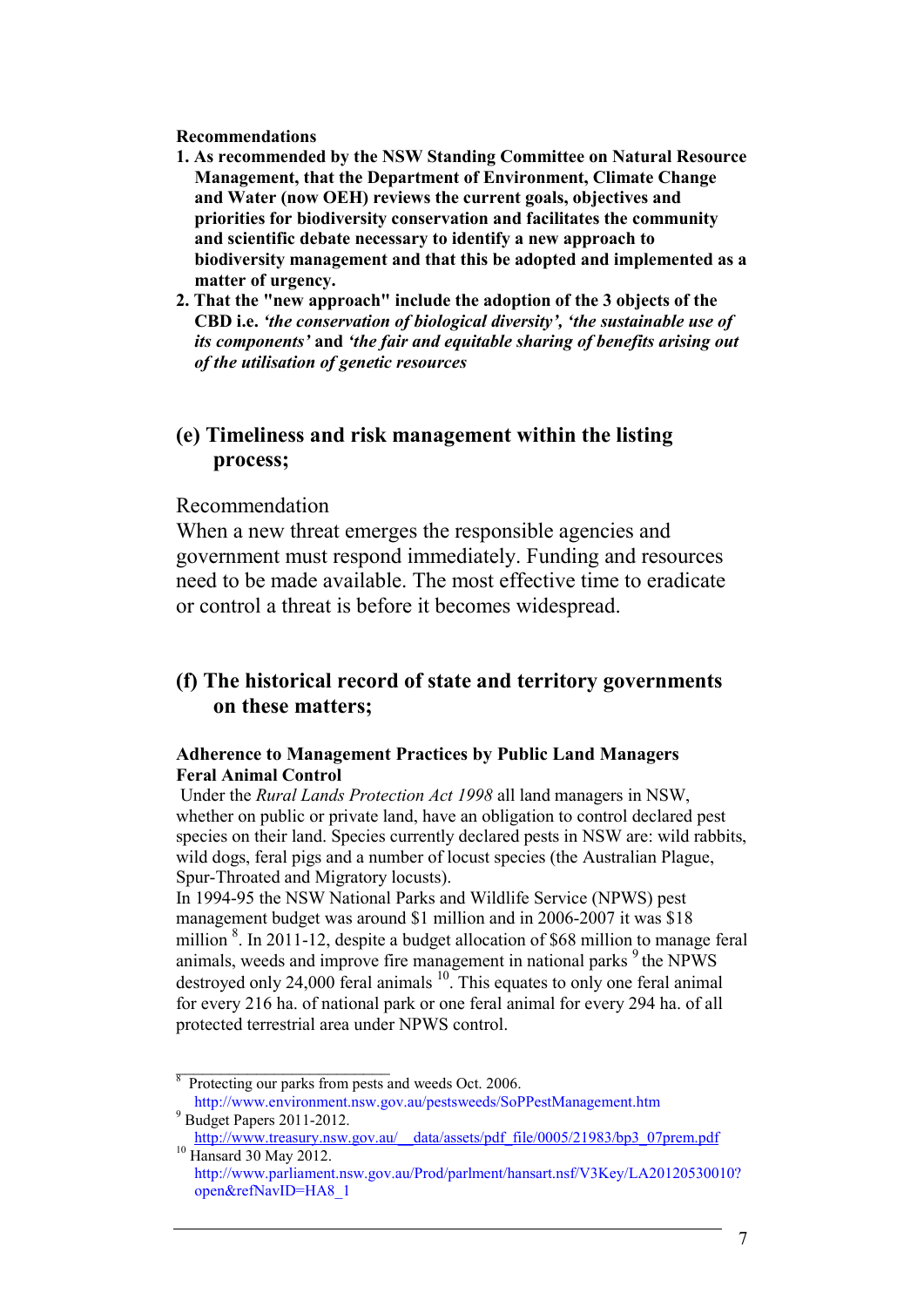**Recommendations**

1. **As recommended by the NSW Standing Committee on Natural Resource Management, that the Department of Environment, Climate Change and Water (now OEH) reviews the current goals, objectives and priorities for biodiversity conservation and facilitates the community and scientific debate necessary to identify a new approach to biodiversity management and that this be adopted and implemented as a matter of urgency.**
2. **That the "new approach" include the adoption of the 3 objects of the CBD i.e.** ***'the conservation of biological diversity', 'the sustainable use of its components'*** **and** ***'the fair and equitable sharing of benefits arising out of the utilisation of genetic resources***

## (e) Timeliness and risk management within the listing process;

Recommendation

When a new threat emerges the responsible agencies and government must respond immediately. Funding and resources need to be made available. The most effective time to eradicate or control a threat is before it becomes widespread.

## (f) The historical record of state and territory governments on these matters;

**Adherence to Management Practices by Public Land Managers**

**Feral Animal Control**

Under the *Rural Lands Protection Act 1998* all land managers in NSW, whether on public or private land, have an obligation to control declared pest species on their land. Species currently declared pests in NSW are: wild rabbits, wild dogs, feral pigs and a number of locust species (the Australian Plague, Spur-Throated and Migratory locusts).

In 1994-95 the NSW National Parks and Wildlife Service (NPWS) pest management budget was around $1 million and in 2006-2007 it was $18 million [8]. In 2011-12, despite a budget allocation of $68 million to manage feral animals, weeds and improve fire management in national parks [9] the NPWS destroyed only 24,000 feral animals [10]. This equates to only one feral animal for every 216 ha. of national park or one feral animal for every 294 ha. of all protected terrestrial area under NPWS control.

---

[8] Protecting our parks from pests and weeds Oct. 2006. http://www.environment.nsw.gov.au/pestsweeds/SoPPestManagement.htm

[9] Budget Papers 2011-2012. http://www.treasury.nsw.gov.au/__data/assets/pdf_file/0005/21983/bp3_07prem.pdf

[10] Hansard 30 May 2012. http://www.parliament.nsw.gov.au/Prod/parlment/hansart.nsf/V3Key/LA20120530010?open&refNavID=HA8_1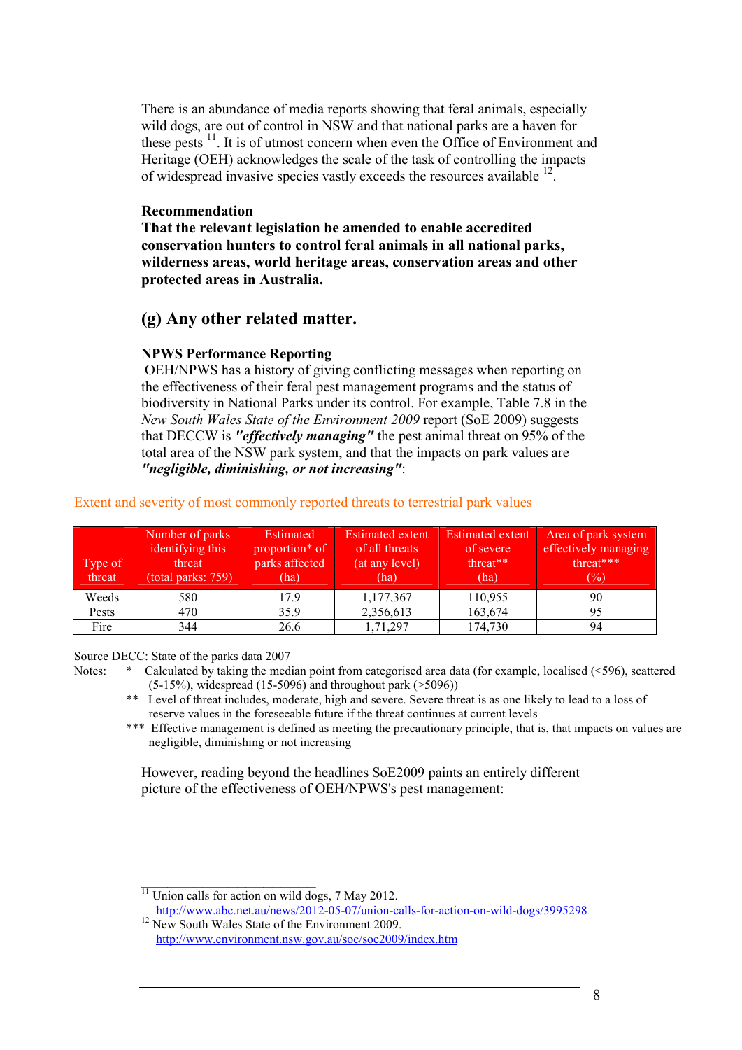There is an abundance of media reports showing that feral animals, especially wild dogs, are out of control in NSW and that national parks are a haven for these pests [11]. It is of utmost concern when even the Office of Environment and Heritage (OEH) acknowledges the scale of the task of controlling the impacts of widespread invasive species vastly exceeds the resources available [12].

**Recommendation**

**That the relevant legislation be amended to enable accredited conservation hunters to control feral animals in all national parks, wilderness areas, world heritage areas, conservation areas and other protected areas in Australia.**

## (g) Any other related matter.

**NPWS Performance Reporting**

OEH/NPWS has a history of giving conflicting messages when reporting on the effectiveness of their feral pest management programs and the status of biodiversity in National Parks under its control. For example, Table 7.8 in the *New South Wales State of the Environment 2009* report (SoE 2009) suggests that DECCW is ***"effectively managing"*** the pest animal threat on 95% of the total area of the NSW park system, and that the impacts on park values are ***"negligible, diminishing, or not increasing"***:

Extent and severity of most commonly reported threats to terrestrial park values

| Type of threat | Number of parks identifying this threat (total parks: 759) | Estimated proportion* of parks affected (ha) | Estimated extent of all threats (at any level) (ha) | Estimated extent of severe threat** (ha) | Area of park system effectively managing threat*** (%) |
|---|---|---|---|---|---|
| Weeds | 580 | 17.9 | 1,177,367 | 110,955 | 90 |
| Pests | 470 | 35.9 | 2,356,613 | 163,674 | 95 |
| Fire | 344 | 26.6 | 1,71,297 | 174,730 | 94 |

Source DECC: State of the parks data 2007

Notes:
- \* Calculated by taking the median point from categorised area data (for example, localised (<596), scattered (5-15%), widespread (15-5096) and throughout park (>5096))
- \*\* Level of threat includes, moderate, high and severe. Severe threat is as one likely to lead to a loss of reserve values in the foreseeable future if the threat continues at current levels
- \*\*\* Effective management is defined as meeting the precautionary principle, that is, that impacts on values are negligible, diminishing or not increasing

However, reading beyond the headlines SoE2009 paints an entirely different picture of the effectiveness of OEH/NPWS's pest management:

---

[11] Union calls for action on wild dogs, 7 May 2012. http://www.abc.net.au/news/2012-05-07/union-calls-for-action-on-wild-dogs/3995298

[12] New South Wales State of the Environment 2009. http://www.environment.nsw.gov.au/soe/soe2009/index.htm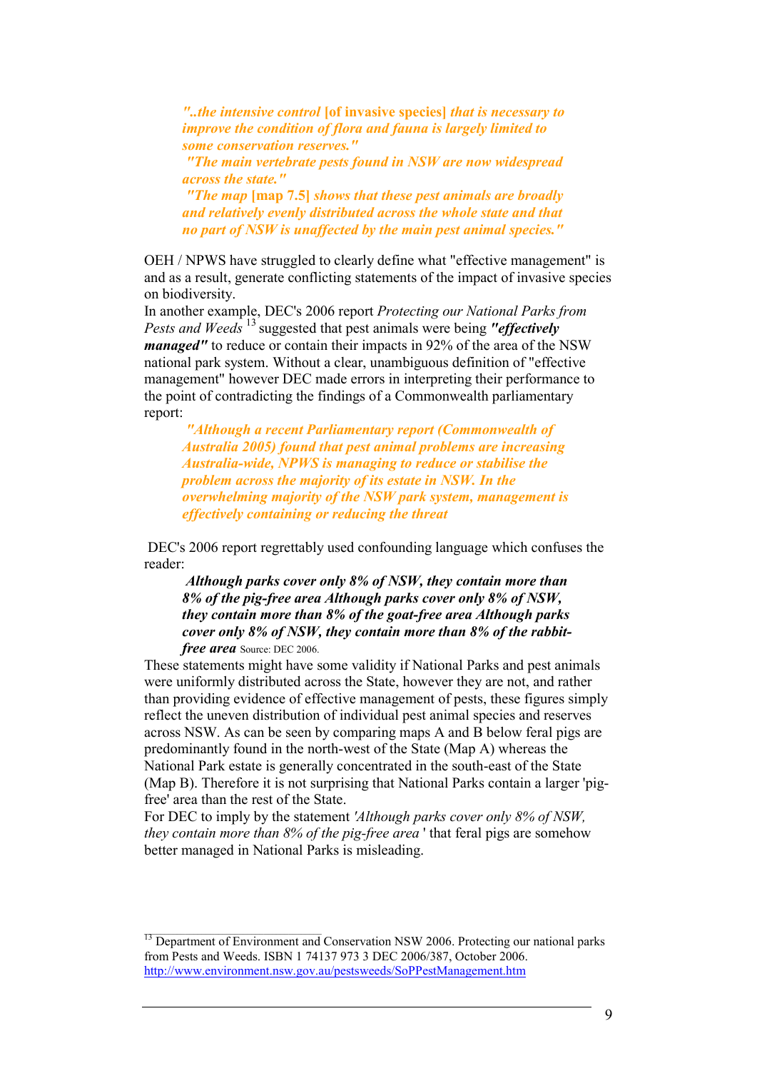> *"..the intensive control* **[of invasive species]** *that is necessary to improve the condition of flora and fauna is largely limited to some conservation reserves."*
>
> *"The main vertebrate pests found in NSW are now widespread across the state."*
>
> *"The map* **[map 7.5]** *shows that these pest animals are broadly and relatively evenly distributed across the whole state and that no part of NSW is unaffected by the main pest animal species."*

OEH / NPWS have struggled to clearly define what "effective management" is and as a result, generate conflicting statements of the impact of invasive species on biodiversity.

In another example, DEC's 2006 report *Protecting our National Parks from Pests and Weeds* [13] suggested that pest animals were being ***"effectively managed"*** to reduce or contain their impacts in 92% of the area of the NSW national park system. Without a clear, unambiguous definition of "effective management" however DEC made errors in interpreting their performance to the point of contradicting the findings of a Commonwealth parliamentary report:

> *"Although a recent Parliamentary report (Commonwealth of Australia 2005) found that pest animal problems are increasing Australia-wide, NPWS is managing to reduce or stabilise the problem across the majority of its estate in NSW. In the overwhelming majority of the NSW park system, management is effectively containing or reducing the threat*

DEC's 2006 report regrettably used confounding language which confuses the reader:

> ***Although parks cover only 8% of NSW, they contain more than 8% of the pig-free area Although parks cover only 8% of NSW, they contain more than 8% of the goat-free area Although parks cover only 8% of NSW, they contain more than 8% of the rabbit-free area*** Source: DEC 2006.

These statements might have some validity if National Parks and pest animals were uniformly distributed across the State, however they are not, and rather than providing evidence of effective management of pests, these figures simply reflect the uneven distribution of individual pest animal species and reserves across NSW. As can be seen by comparing maps A and B below feral pigs are predominantly found in the north-west of the State (Map A) whereas the National Park estate is generally concentrated in the south-east of the State (Map B). Therefore it is not surprising that National Parks contain a larger 'pig-free' area than the rest of the State.

For DEC to imply by the statement *'Although parks cover only 8% of NSW, they contain more than 8% of the pig-free area'* that feral pigs are somehow better managed in National Parks is misleading.

---

[13] Department of Environment and Conservation NSW 2006. Protecting our national parks from Pests and Weeds. ISBN 1 74137 973 3 DEC 2006/387, October 2006. http://www.environment.nsw.gov.au/pestsweeds/SoPPestManagement.htm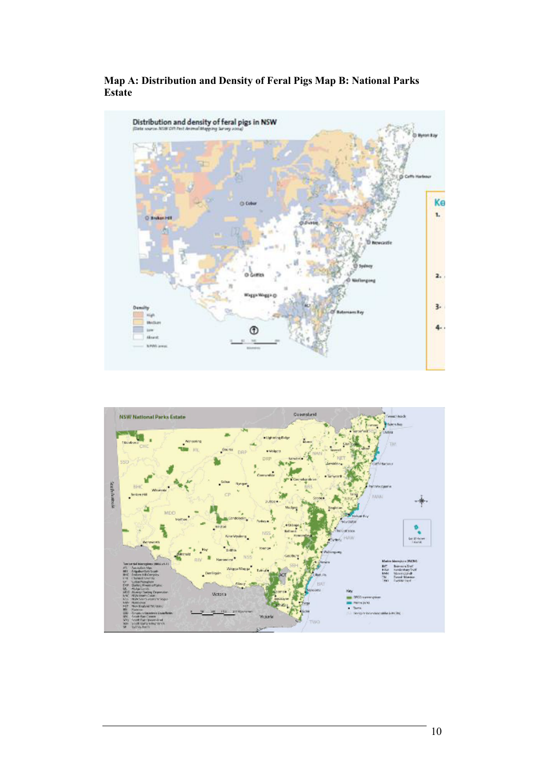**Map A: Distribution and Density of Feral Pigs Map B: National Parks Estate**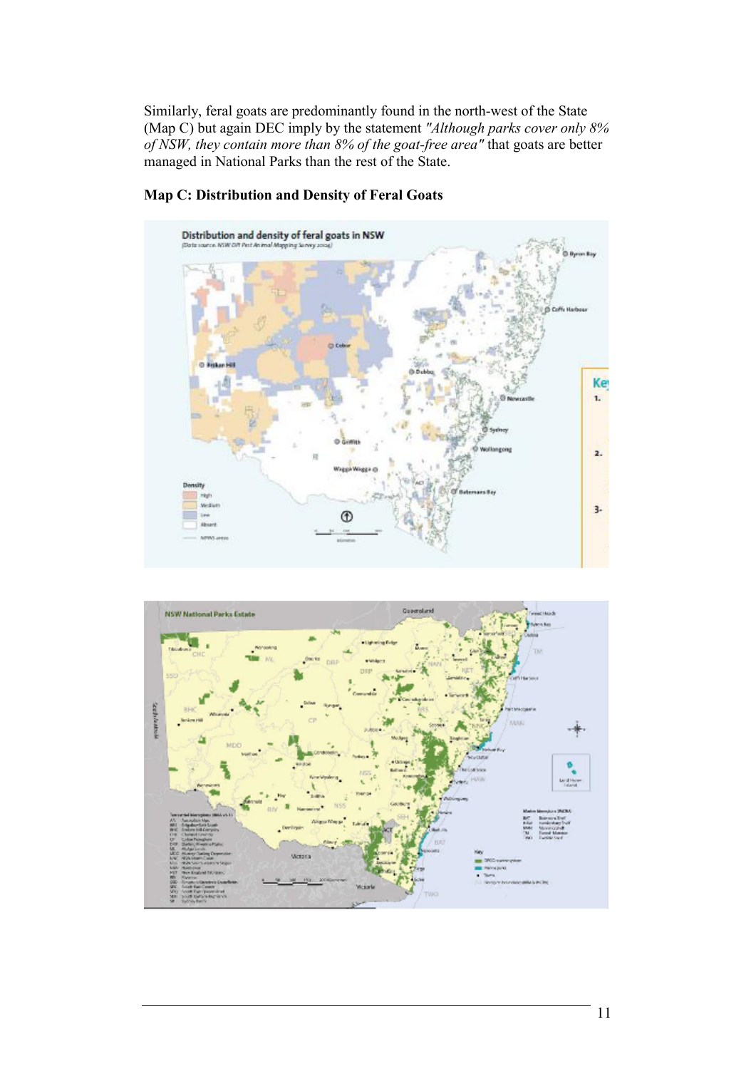Similarly, feral goats are predominantly found in the north-west of the State (Map C) but again DEC imply by the statement *"Although parks cover only 8% of NSW, they contain more than 8% of the goat-free area"* that goats are better managed in National Parks than the rest of the State.

**Map C: Distribution and Density of Feral Goats**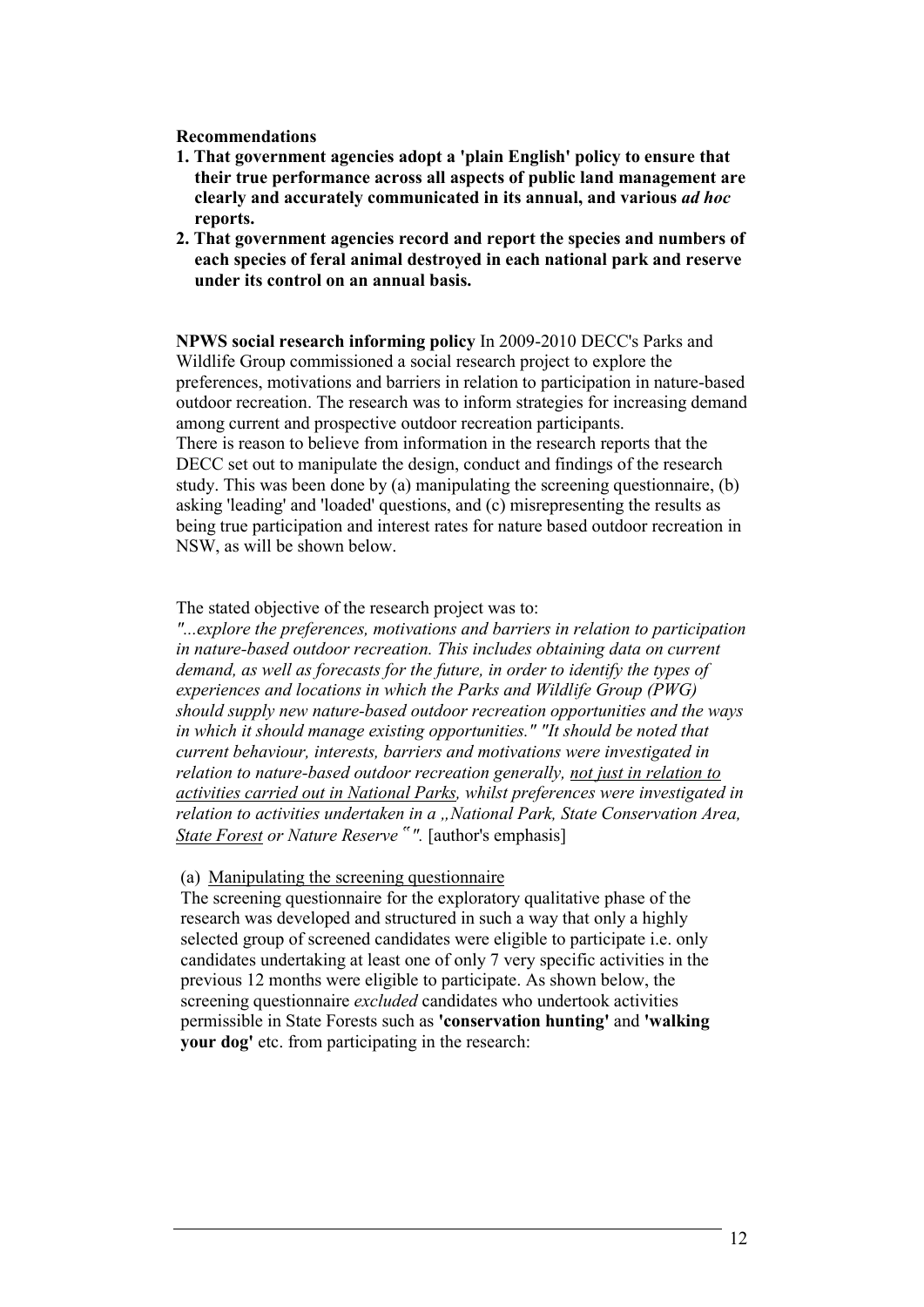**Recommendations**

1. **That government agencies adopt a 'plain English' policy to ensure that their true performance across all aspects of public land management are clearly and accurately communicated in its annual, and various *ad hoc* reports.**
2. **That government agencies record and report the species and numbers of each species of feral animal destroyed in each national park and reserve under its control on an annual basis.**

**NPWS social research informing policy** In 2009-2010 DECC's Parks and Wildlife Group commissioned a social research project to explore the preferences, motivations and barriers in relation to participation in nature-based outdoor recreation. The research was to inform strategies for increasing demand among current and prospective outdoor recreation participants.

There is reason to believe from information in the research reports that the DECC set out to manipulate the design, conduct and findings of the research study. This was been done by (a) manipulating the screening questionnaire, (b) asking 'leading' and 'loaded' questions, and (c) misrepresenting the results as being true participation and interest rates for nature based outdoor recreation in NSW, as will be shown below.

The stated objective of the research project was to:

*"...explore the preferences, motivations and barriers in relation to participation in nature-based outdoor recreation. This includes obtaining data on current demand, as well as forecasts for the future, in order to identify the types of experiences and locations in which the Parks and Wildlife Group (PWG) should supply new nature-based outdoor recreation opportunities and the ways in which it should manage existing opportunities." "It should be noted that current behaviour, interests, barriers and motivations were investigated in relation to nature-based outdoor recreation generally, <u>not just in relation to activities carried out in National Parks</u>, whilst preferences were investigated in relation to activities undertaken in a „National Park, State Conservation Area, <u>State Forest</u> or Nature Reserve‟".* [author's emphasis]

(a) <u>Manipulating the screening questionnaire</u>

The screening questionnaire for the exploratory qualitative phase of the research was developed and structured in such a way that only a highly selected group of screened candidates were eligible to participate i.e. only candidates undertaking at least one of only 7 very specific activities in the previous 12 months were eligible to participate. As shown below, the screening questionnaire *excluded* candidates who undertook activities permissible in State Forests such as **'conservation hunting'** and **'walking your dog'** etc. from participating in the research: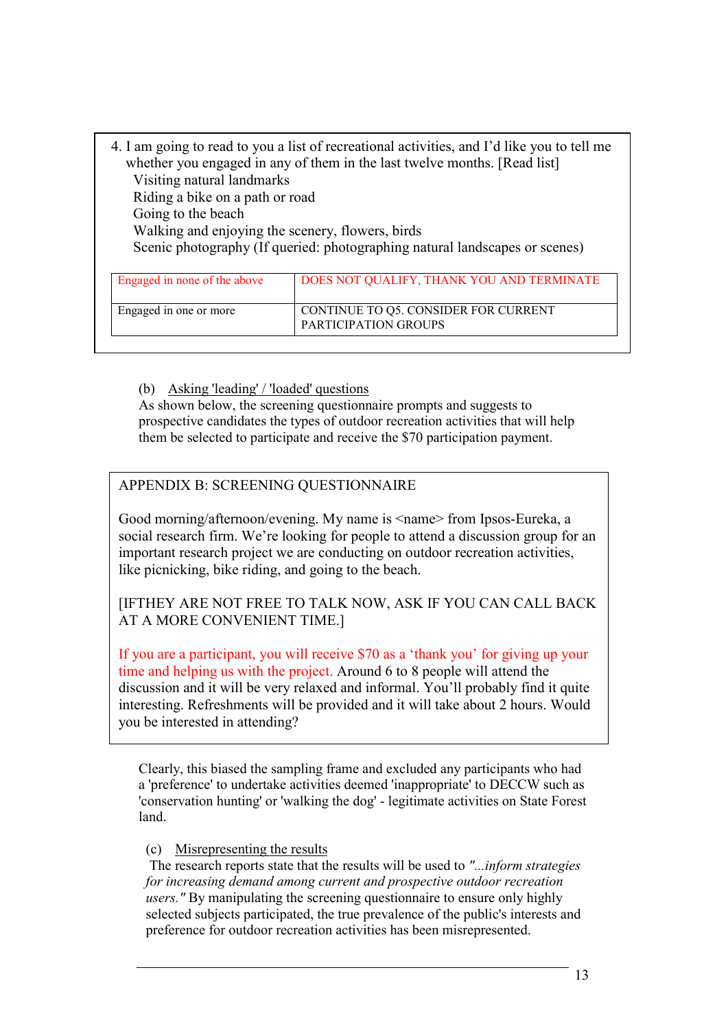4. I am going to read to you a list of recreational activities, and I'd like you to tell me whether you engaged in any of them in the last twelve months. [Read list]
   Visiting natural landmarks
   Riding a bike on a path or road
   Going to the beach
   Walking and enjoying the scenery, flowers, birds
   Scenic photography (If queried: photographing natural landscapes or scenes)

| | |
|---|---|
| Engaged in none of the above | DOES NOT QUALIFY, THANK YOU AND TERMINATE |
| Engaged in one or more | CONTINUE TO Q5. CONSIDER FOR CURRENT PARTICIPATION GROUPS |

(b) Asking 'leading' / 'loaded' questions

As shown below, the screening questionnaire prompts and suggests to prospective candidates the types of outdoor recreation activities that will help them be selected to participate and receive the $70 participation payment.

APPENDIX B: SCREENING QUESTIONNAIRE

Good morning/afternoon/evening. My name is <name> from Ipsos-Eureka, a social research firm. We're looking for people to attend a discussion group for an important research project we are conducting on outdoor recreation activities, like picnicking, bike riding, and going to the beach.

[IFTHEY ARE NOT FREE TO TALK NOW, ASK IF YOU CAN CALL BACK AT A MORE CONVENIENT TIME.]

If you are a participant, you will receive $70 as a 'thank you' for giving up your time and helping us with the project. Around 6 to 8 people will attend the discussion and it will be very relaxed and informal. You'll probably find it quite interesting. Refreshments will be provided and it will take about 2 hours. Would you be interested in attending?

Clearly, this biased the sampling frame and excluded any participants who had a 'preference' to undertake activities deemed 'inappropriate' to DECCW such as 'conservation hunting' or 'walking the dog' - legitimate activities on State Forest land.

(c) Misrepresenting the results

The research reports state that the results will be used to *"...inform strategies for increasing demand among current and prospective outdoor recreation users."* By manipulating the screening questionnaire to ensure only highly selected subjects participated, the true prevalence of the public's interests and preference for outdoor recreation activities has been misrepresented.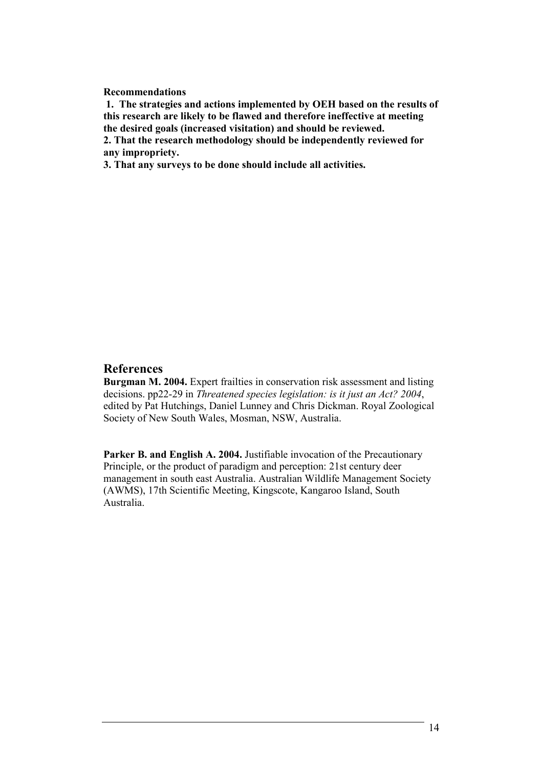**Recommendations**

**1. The strategies and actions implemented by OEH based on the results of this research are likely to be flawed and therefore ineffective at meeting the desired goals (increased visitation) and should be reviewed.**

**2. That the research methodology should be independently reviewed for any impropriety.**

**3. That any surveys to be done should include all activities.**

## References

**Burgman M. 2004.** Expert frailties in conservation risk assessment and listing decisions. pp22-29 in *Threatened species legislation: is it just an Act? 2004*, edited by Pat Hutchings, Daniel Lunney and Chris Dickman. Royal Zoological Society of New South Wales, Mosman, NSW, Australia.

**Parker B. and English A. 2004.** Justifiable invocation of the Precautionary Principle, or the product of paradigm and perception: 21st century deer management in south east Australia. Australian Wildlife Management Society (AWMS), 17th Scientific Meeting, Kingscote, Kangaroo Island, South Australia.